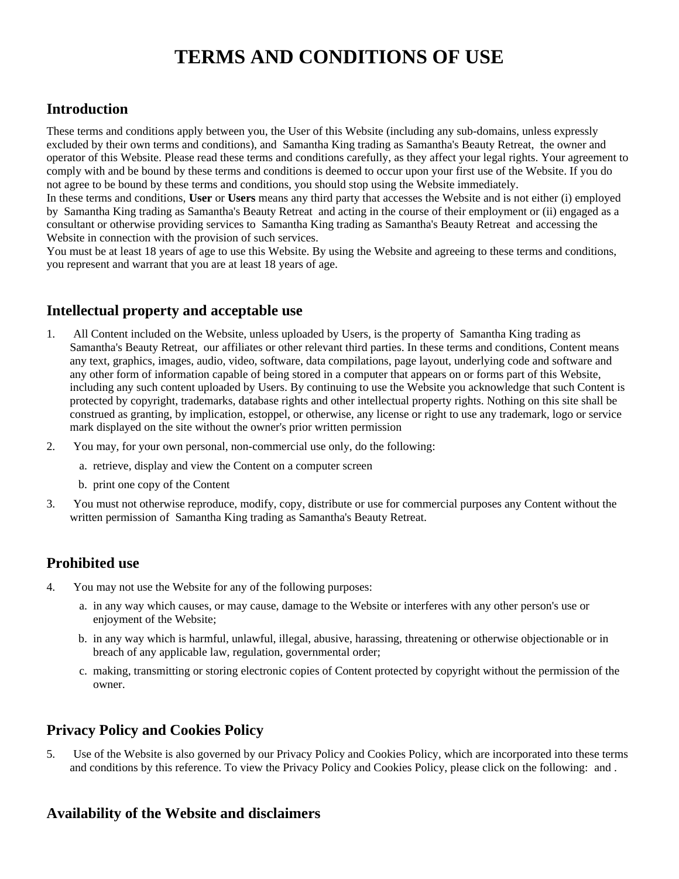# TERMS AND CONDITIONS OF USE

## Introduction

These terms and conditions apply between you, the User of this Website (including any sub-domains, unless expressly excluded by their own terms and conditions), and Samantha King trading as Samantha's Beauty Retreat, the owner and operator of this Website. Please read these terms and conditions carefully, as they affect your legal rights. Your agreement to comply with and be bound by these terms and conditions is deemed to occur upon your first use of the Website. If you do not agree to be bound by these terms and conditions, you should stop using the Website immediately.

In these terms and conditions, **User** or **Users** means any third party that accesses the Website and is not either (i) employed by Samantha King trading as Samantha's Beauty Retreat and acting in the course of their employment or (ii) engaged as a consultant or otherwise providing services to Samantha King trading as Samantha's Beauty Retreat and accessing the Website in connection with the provision of such services.

You must be at least 18 years of age to use this Website. By using the Website and agreeing to these terms and conditions, you represent and warrant that you are at least 18 years of age.

## Intellectual property and acceptable use

1. All Content included on the Website, unless uploaded by Users, is the property of Samantha King trading as Samantha's Beauty Retreat, our affiliates or other relevant third parties. In these terms and conditions, Content means any text, graphics, images, audio, video, software, data compilations, page layout, underlying code and software and any other form of information capable of being stored in a computer that appears on or forms part of this Website, including any such content uploaded by Users. By continuing to use the Website you acknowledge that such Content is protected by copyright, trademarks, database rights and other intellectual property rights. Nothing on this site shall be construed as granting, by implication, estoppel, or otherwise, any license or right to use any trademark, logo or service mark displayed on the site without the owner's prior written permission
2. You may, for your own personal, non-commercial use only, do the following:
   a. retrieve, display and view the Content on a computer screen
   b. print one copy of the Content
3. You must not otherwise reproduce, modify, copy, distribute or use for commercial purposes any Content without the written permission of Samantha King trading as Samantha's Beauty Retreat.

## Prohibited use

4. You may not use the Website for any of the following purposes:
   a. in any way which causes, or may cause, damage to the Website or interferes with any other person's use or enjoyment of the Website;
   b. in any way which is harmful, unlawful, illegal, abusive, harassing, threatening or otherwise objectionable or in breach of any applicable law, regulation, governmental order;
   c. making, transmitting or storing electronic copies of Content protected by copyright without the permission of the owner.

## Privacy Policy and Cookies Policy

5. Use of the Website is also governed by our Privacy Policy and Cookies Policy, which are incorporated into these terms and conditions by this reference. To view the Privacy Policy and Cookies Policy, please click on the following: and .

## Availability of the Website and disclaimers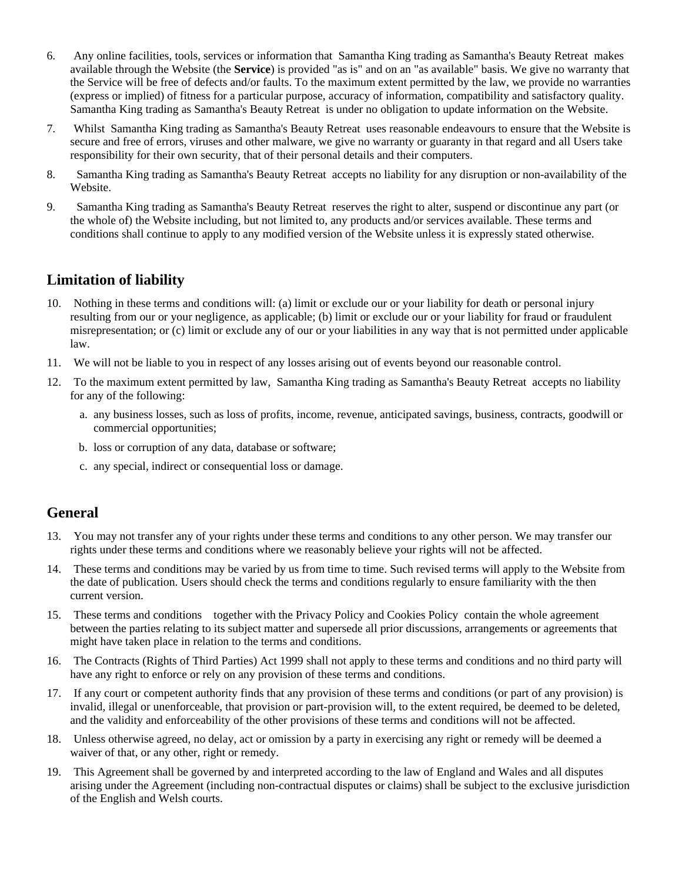6. Any online facilities, tools, services or information that Samantha King trading as Samantha's Beauty Retreat makes available through the Website (the **Service**) is provided "as is" and on an "as available" basis. We give no warranty that the Service will be free of defects and/or faults. To the maximum extent permitted by the law, we provide no warranties (express or implied) of fitness for a particular purpose, accuracy of information, compatibility and satisfactory quality. Samantha King trading as Samantha's Beauty Retreat is under no obligation to update information on the Website.
7. Whilst Samantha King trading as Samantha's Beauty Retreat uses reasonable endeavours to ensure that the Website is secure and free of errors, viruses and other malware, we give no warranty or guaranty in that regard and all Users take responsibility for their own security, that of their personal details and their computers.
8. Samantha King trading as Samantha's Beauty Retreat accepts no liability for any disruption or non-availability of the Website.
9. Samantha King trading as Samantha's Beauty Retreat reserves the right to alter, suspend or discontinue any part (or the whole of) the Website including, but not limited to, any products and/or services available. These terms and conditions shall continue to apply to any modified version of the Website unless it is expressly stated otherwise.

## Limitation of liability

10. Nothing in these terms and conditions will: (a) limit or exclude our or your liability for death or personal injury resulting from our or your negligence, as applicable; (b) limit or exclude our or your liability for fraud or fraudulent misrepresentation; or (c) limit or exclude any of our or your liabilities in any way that is not permitted under applicable law.
11. We will not be liable to you in respect of any losses arising out of events beyond our reasonable control.
12. To the maximum extent permitted by law, Samantha King trading as Samantha's Beauty Retreat accepts no liability for any of the following:
    a. any business losses, such as loss of profits, income, revenue, anticipated savings, business, contracts, goodwill or commercial opportunities;
    b. loss or corruption of any data, database or software;
    c. any special, indirect or consequential loss or damage.

## General

13. You may not transfer any of your rights under these terms and conditions to any other person. We may transfer our rights under these terms and conditions where we reasonably believe your rights will not be affected.
14. These terms and conditions may be varied by us from time to time. Such revised terms will apply to the Website from the date of publication. Users should check the terms and conditions regularly to ensure familiarity with the then current version.
15. These terms and conditions together with the Privacy Policy and Cookies Policy contain the whole agreement between the parties relating to its subject matter and supersede all prior discussions, arrangements or agreements that might have taken place in relation to the terms and conditions.
16. The Contracts (Rights of Third Parties) Act 1999 shall not apply to these terms and conditions and no third party will have any right to enforce or rely on any provision of these terms and conditions.
17. If any court or competent authority finds that any provision of these terms and conditions (or part of any provision) is invalid, illegal or unenforceable, that provision or part-provision will, to the extent required, be deemed to be deleted, and the validity and enforceability of the other provisions of these terms and conditions will not be affected.
18. Unless otherwise agreed, no delay, act or omission by a party in exercising any right or remedy will be deemed a waiver of that, or any other, right or remedy.
19. This Agreement shall be governed by and interpreted according to the law of England and Wales and all disputes arising under the Agreement (including non-contractual disputes or claims) shall be subject to the exclusive jurisdiction of the English and Welsh courts.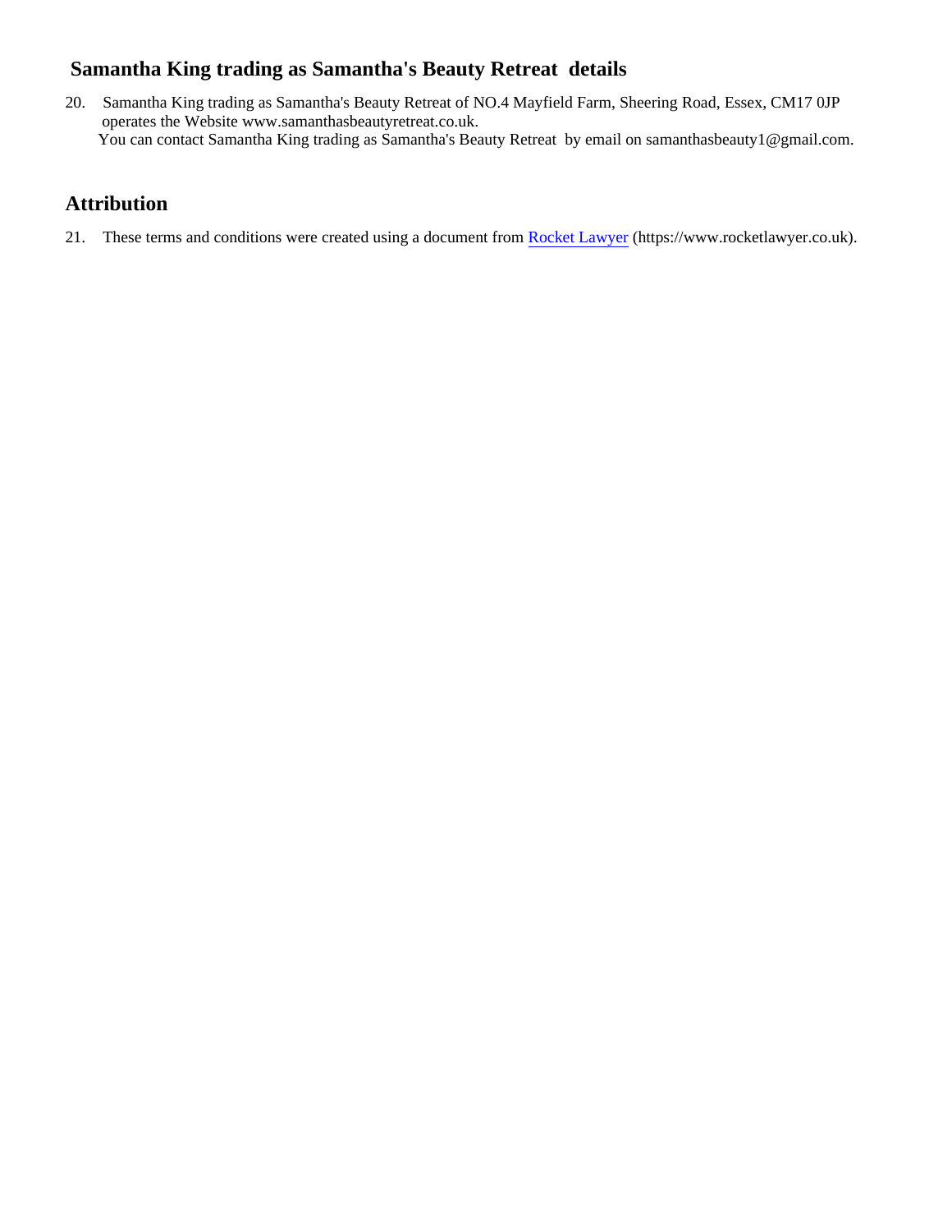## Samantha King trading as Samantha's Beauty Retreat details

20. Samantha King trading as Samantha's Beauty Retreat of NO.4 Mayfield Farm, Sheering Road, Essex, CM17 0JP operates the Website www.samanthasbeautyretreat.co.uk.
    You can contact Samantha King trading as Samantha's Beauty Retreat by email on samanthasbeauty1@gmail.com.

## Attribution

21. These terms and conditions were created using a document from [Rocket Lawyer](https://www.rocketlawyer.co.uk) (https://www.rocketlawyer.co.uk).